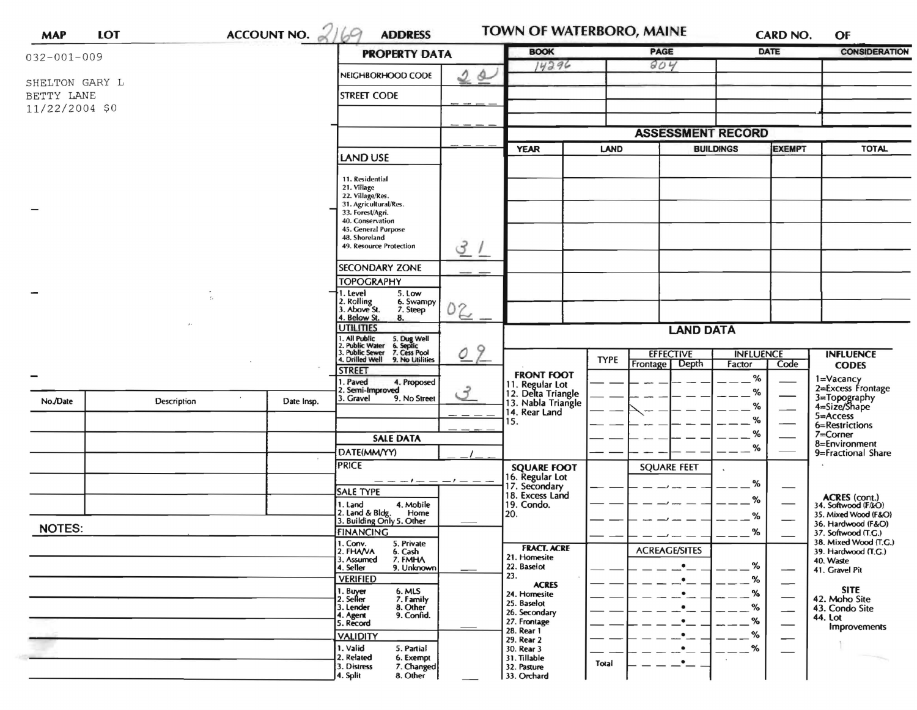| MAP | LOT | ACCOUNT NO. 2169 | ADDRESS | TOWN OF WATERBORO, MAINE | CARD NO. | OF |
|---|---|---|---|---|---|---|

032-001-009

SHELTON GARY L
BETTY LANE
11/22/2004 $0

## PROPERTY DATA

| Field | Value |
|---|---|
| NEIGHBORHOOD CODE | 22 |
| STREET CODE | |
| LAND USE (11. Residential, 21. Village, 22. Village/Res., 31. Agricultural/Res., 33. Forest/Agri., 40. Conservation, 45. General Purpose, 48. Shoreland, 49. Resource Protection) | 31 |
| SECONDARY ZONE | |
| TOPOGRAPHY (1. Level, 2. Rolling, 3. Above St., 4. Below St., 5. Low, 6. Swampy, 7. Steep, 8.) | 02 |
| UTILITIES (1. All Public, 2. Public Water, 3. Public Sewer, 4. Drilled Well, 5. Dug Well, 6. Septic, 7. Cess Pool, 9. No Utilities) | 09 |
| STREET (1. Paved, 2. Semi-Improved, 3. Gravel, 4. Proposed, 9. No Street) | 3 |

## SALE DATA

| Field | Value |
|---|---|
| DATE(MM/YY) | |
| PRICE | |
| SALE TYPE (1. Land, 2. Land & Bldg., 3. Building Only, 4. Mobile Home, 5. Other) | |
| FINANCING (1. Conv., 2. FHA/VA, 3. Assumed, 4. Seller, 5. Private, 6. Cash, 7. FMHA, 9. Unknown) | |
| VERIFIED (1. Buyer, 2. Seller, 3. Lender, 4. Agent, 5. Record, 6. MLS, 7. Family, 8. Other, 9. Confid.) | |
| VALIDITY (1. Valid, 2. Related, 3. Distress, 4. Split, 5. Partial, 6. Exempt, 7. Changed, 8. Other) | |

| BOOK | PAGE | DATE | CONSIDERATION |
|---|---|---|---|
| 14296 | 204 | | |
| | | | |
| | | | |
| | | | |

## ASSESSMENT RECORD

| YEAR | LAND | BUILDINGS | EXEMPT | TOTAL |
|---|---|---|---|---|
| | | | | |

## LAND DATA

| | TYPE | EFFECTIVE Frontage | EFFECTIVE Depth | INFLUENCE Factor | INFLUENCE Code |
|---|---|---|---|---|---|
| **FRONT FOOT** 11. Regular Lot, 12. Delta Triangle, 13. Nabla Triangle, 14. Rear Land, 15. | | | | % | |
| **SQUARE FOOT** 16. Regular Lot, 17. Secondary, 18. Excess Land, 19. Condo., 20. | | SQUARE FEET | | % | |
| **FRACT. ACRE** 21. Homesite, 22. Baselot, 23. **ACRES** 24. Homesite, 25. Baselot, 26. Secondary, 27. Frontage, 28. Rear 1, 29. Rear 2, 30. Rear 3, 31. Tillable, 32. Pasture, 33. Orchard | | ACREAGE/SITES | | % | |
| | Total | | | | |

**INFLUENCE CODES**
1=Vacancy
2=Excess Frontage
3=Topography
4=Size/Shape
5=Access
6=Restrictions
7=Corner
8=Environment
9=Fractional Share

**ACRES (cont.)**
34. Softwood (F&O)
35. Mixed Wood (F&O)
36. Hardwood (F&O)
37. Softwood (T.G.)
38. Mixed Wood (T.G.)
39. Hardwood (T.G.)
40. Waste
41. Gravel Pit

**SITE**
42. Moho Site
43. Condo Site
44. Lot Improvements

| No./Date | Description | Date Insp. |
|---|---|---|
| | | |
| | | |
| | | |
| | | |
| | | |
| | | |

NOTES: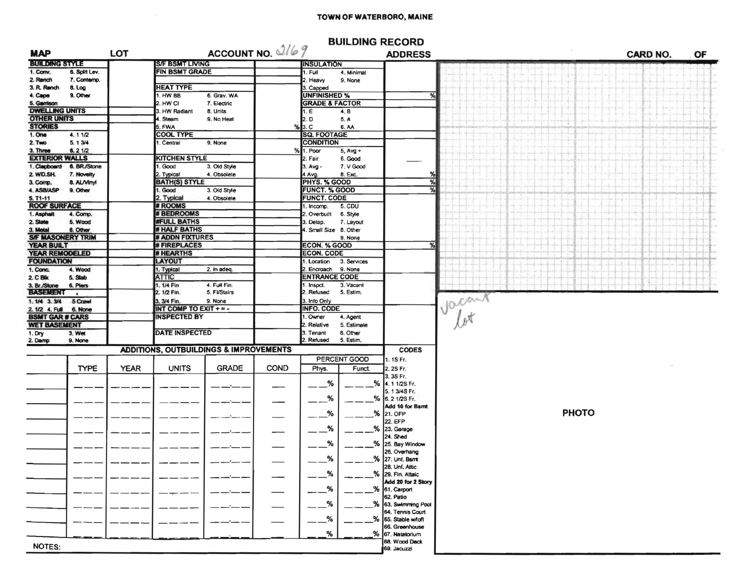TOWN OF WATERBORO, MAINE

# BUILDING RECORD

MAP | LOT | ACCOUNT NO. 2169 | ADDRESS | CARD NO. OF

| BUILDING STYLE | | S/F BSMT LIVING | | INSULATION | |
|---|---|---|---|---|---|
| 1. Conv. 6. Split Lev. | | FIN BSMT GRADE | | 1. Full 4. Minimal | |
| 2. Ranch 7. Contemp. | | | | 2. Heavy 9. None | |
| 3. R. Ranch 8. Log | | HEAT TYPE | | 3. Capped | |
| 4. Cape 9. Other | | 1. HW BB 6. Grav. WA | | UNFINISHED % | % |
| 5. Garrison | | 2. HW CI 7. Electric | | GRADE & FACTOR | |
| DWELLING UNITS | | 3. HW Radiant 8. Units | | 1. E 4. B | |
| OTHER UNITS | | 4. Steam 9. No Heat | | 2. D 5. A | |
| STORIES | | 5. FWA | % | 3. C 6. AA | |
| 1. One 4. 1 1/2 | | COOL TYPE | | SQ. FOOTAGE | |
| 2. Two 5. 1 3/4 | | 1. Central 9. None | | CONDITION | |
| 3. Three 6. 2 1/2 | | | % | 1. Poor 5. Avg + | |
| EXTERIOR WALLS | | KITCHEN STYLE | | 2. Fair 6. Good | |
| 1. Clapboard 6. BR/Stone | | 1. Good 3. Old Style | | 3. Avg - 7. V Good | |
| 2. WD.SH. 7. Novelty | | 2. Typical 4. Obsolete | | 4 Avg. 8. Exc. | % |
| 3. Comp. 8. AL/Vinyl | | BATH(S) STYLE | | PHYS. % GOOD | % |
| 4. ASB/ASP 9. Other | | 1. Good 3. Old Style | | FUNCT. % GOOD | % |
| 5. T1-11 | | 2. Typical 4. Obsolete | | FUNCT. CODE | |
| ROOF SURFACE | | # ROOMS | | 1. Incomp. 5. CDU | |
| 1. Asphalt 4. Comp. | | # BEDROOMS | | 2. Overbuilt 6. Style | |
| 2. Slate 5. Wood | | #FULL BATHS | | 3. Delap. 7. Layout | |
| 3. Metal 6. Other | | # HALF BATHS | | 4. Small Size 8. Other | |
| S/F MASONERY TRIM | | # ADDN FIXTURES | | 9. None | |
| YEAR BUILT | | # FIREPLACES | | ECON. % GOOD | % |
| YEAR REMODELED | | # HEARTHS | | ECON. CODE | |
| FOUNDATION | | LAYOUT | | 1. Location 3. Services | |
| 1. Conc. 4. Wood | | 1. Typical 2. In adeq. | | 2. Encroach 9. None | |
| 2. C Blk 5. Slab | | ATTIC | | ENTRANCE CODE | |
| 3. Br./Stone 6. Piers | | 1. 1/4 Fin 4. Full Fin. | | 1. Inspct. 3. Vacant | |
| BASEMENT | | 2. 1/2 Fin. 5. Fl/Stairs | | 2. Refused 5. Estim. | |
| 1. 1/4 3. 3/4 5 Crawl | | 3. 3/4 Fin. 9. None | | 3. Info Only | |
| 2. 1/2 4. Full 6. None | | INT COMP TO EXIT + = - | | INFO. CODE | |
| BSMT GAR # CARS | | INSPECTED BY | | 1. Owner 4. Agent | |
| WET BASEMENT | | | | 2. Relative 5. Estimate | |
| 1. Dry 3. Wet | | DATE INSPECTED | | 3. Tenant 6. Other | |
| 2. Damp 9. None | | | | 2. Refused 5. Estim. | |

vacant lot

## ADDITIONS, OUTBUILDINGS & IMPROVEMENTS

| | TYPE | YEAR | UNITS | GRADE | COND | PERCENT GOOD Phys. | PERCENT GOOD Funct. |
|---|---|---|---|---|---|---|---|
| | | | | . | | % | % |
| | | | | . | | % | % |
| | | | | . | | % | % |
| | | | | . | | % | % |
| | | | | . | | % | % |
| | | | | . | | % | % |
| | | | | . | | % | % |
| | | | | . | | % | % |
| | | | | . | | % | % |
| | | | | . | | % | % |
| | | | | . | | % | % |

**CODES**
1. 1S Fr.
2. 2S Fr.
3. 3S Fr.
4. 1 1/2S Fr.
5. 1 3/4S Fr.
6. 2 1/2S Fr.
Add 10 for Bsmt
21. OFP
22. EFP
23. Garage
24. Shed
25. Bay Window
26. Overhang
27. Unf. Bsmt
28. Unf. Attic
29. Fin. Attaic
Add 20 for 2 Story
61. Carport
62. Patio
63. Swimming Pool
64. Tennis Court
65. Stable w/loft
66. Greenhouse
67. Natatorium
68. Wood Deck
69. Jacuzzi

PHOTO

NOTES: